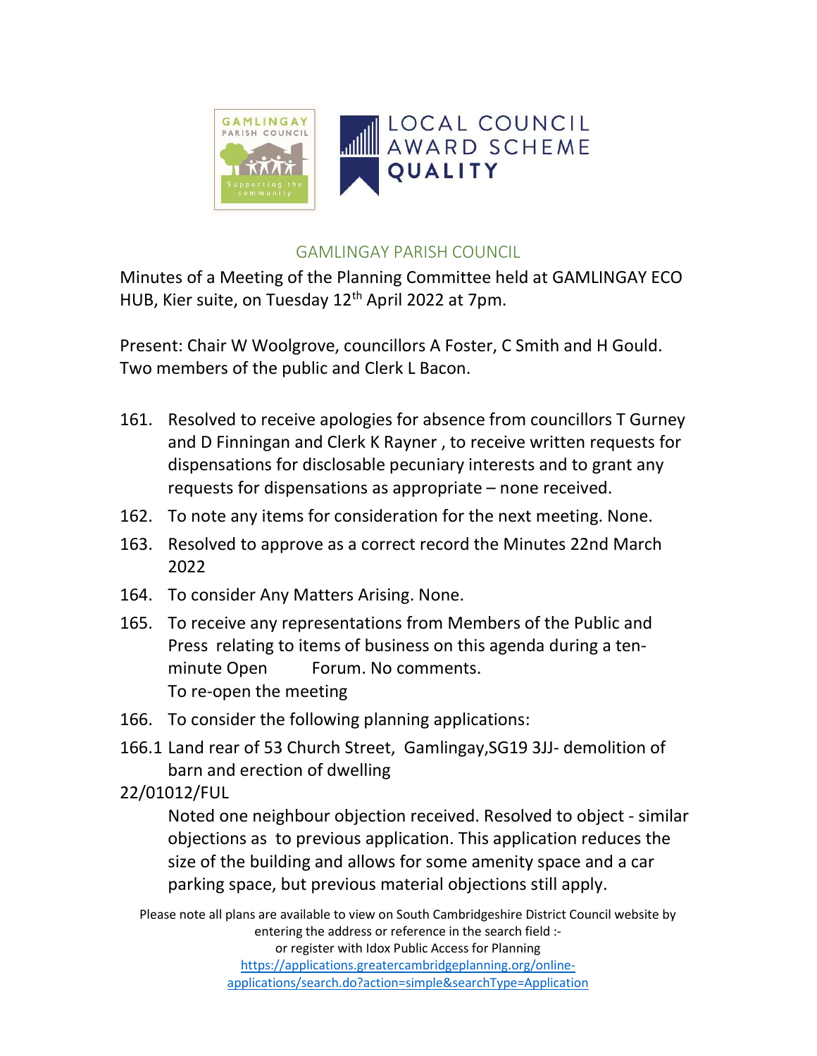GAMLINGAY PARISH COUNCIL

Minutes of a Meeting of the Planning Committee held at GAMLINGAY ECO HUB, Kier suite, on Tuesday 12th April 2022 at 7pm.

Present: Chair W Woolgrove, councillors A Foster, C Smith and H Gould. Two members of the public and Clerk L Bacon.

161. Resolved to receive apologies for absence from councillors T Gurney and D Finningan and Clerk K Rayner , to receive written requests for dispensations for disclosable pecuniary interests and to grant any requests for dispensations as appropriate – none received.

162. To note any items for consideration for the next meeting. None.

163. Resolved to approve as a correct record the Minutes 22nd March 2022

164. To consider Any Matters Arising. None.

165. To receive any representations from Members of the Public and Press relating to items of business on this agenda during a ten-minute Open Forum. No comments.
To re-open the meeting

166. To consider the following planning applications:

166.1 Land rear of 53 Church Street, Gamlingay,SG19 3JJ- demolition of barn and erection of dwelling

22/01012/FUL

Noted one neighbour objection received. Resolved to object - similar objections as to previous application. This application reduces the size of the building and allows for some amenity space and a car parking space, but previous material objections still apply.

Please note all plans are available to view on South Cambridgeshire District Council website by entering the address or reference in the search field :- or register with Idox Public Access for Planning https://applications.greatercambridgeplanning.org/online-applications/search.do?action=simple&searchType=Application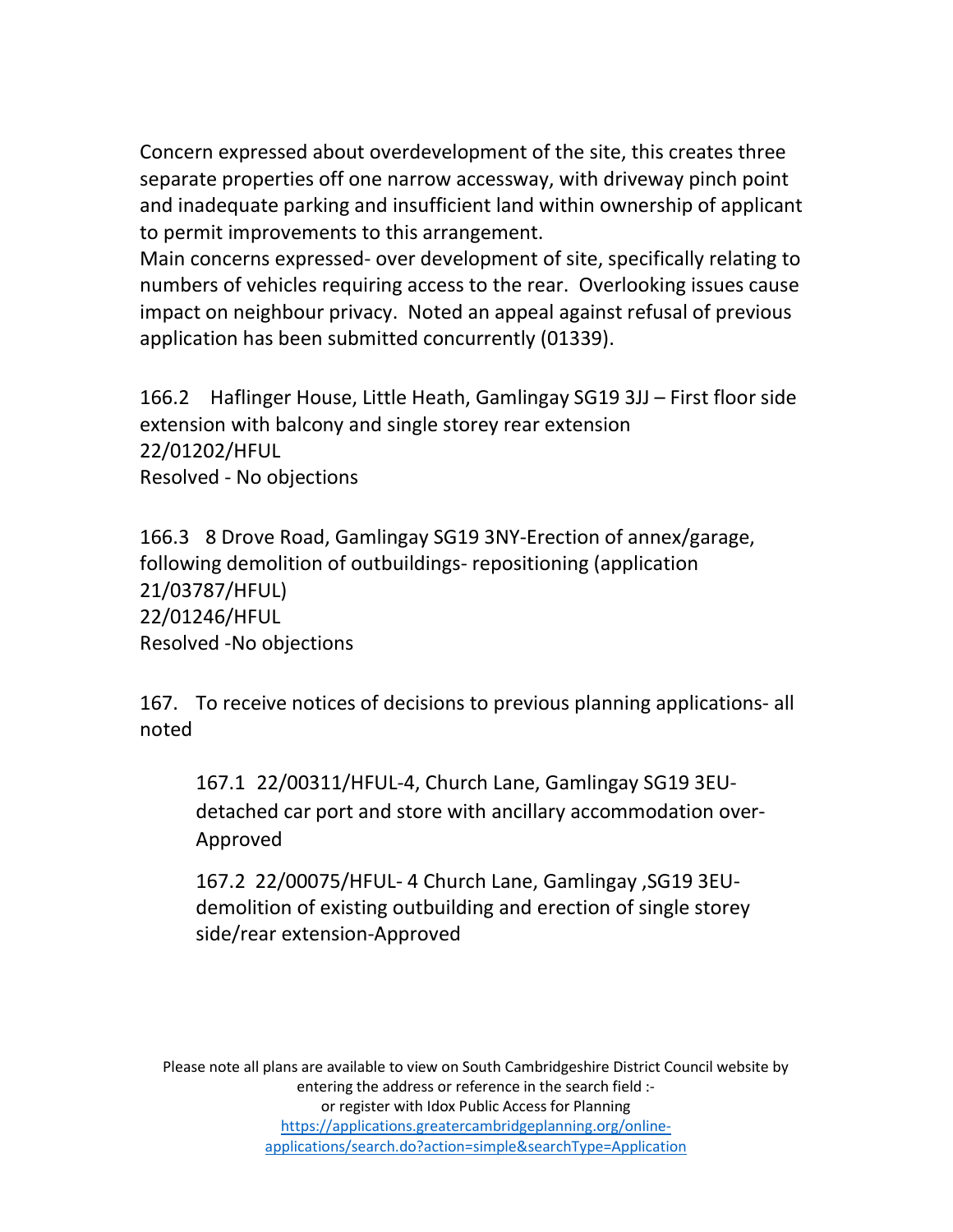Concern expressed about overdevelopment of the site, this creates three separate properties off one narrow accessway, with driveway pinch point and inadequate parking and insufficient land within ownership of applicant to permit improvements to this arrangement.
Main concerns expressed- over development of site, specifically relating to numbers of vehicles requiring access to the rear. Overlooking issues cause impact on neighbour privacy. Noted an appeal against refusal of previous application has been submitted concurrently (01339).

166.2 Haflinger House, Little Heath, Gamlingay SG19 3JJ – First floor side extension with balcony and single storey rear extension
22/01202/HFUL
Resolved - No objections

166.3 8 Drove Road, Gamlingay SG19 3NY-Erection of annex/garage, following demolition of outbuildings- repositioning (application 21/03787/HFUL)
22/01246/HFUL
Resolved -No objections

167. To receive notices of decisions to previous planning applications- all noted

> 167.1 22/00311/HFUL-4, Church Lane, Gamlingay SG19 3EU-detached car port and store with ancillary accommodation over-Approved
>
> 167.2 22/00075/HFUL- 4 Church Lane, Gamlingay ,SG19 3EU-demolition of existing outbuilding and erection of single storey side/rear extension-Approved

Please note all plans are available to view on South Cambridgeshire District Council website by entering the address or reference in the search field :-
or register with Idox Public Access for Planning
https://applications.greatercambridgeplanning.org/online-applications/search.do?action=simple&searchType=Application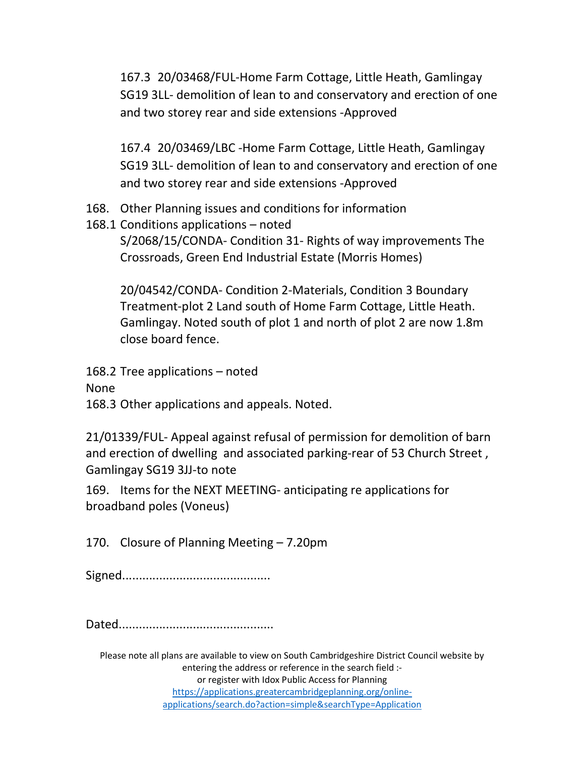167.3 20/03468/FUL-Home Farm Cottage, Little Heath, Gamlingay SG19 3LL- demolition of lean to and conservatory and erection of one and two storey rear and side extensions -Approved

167.4 20/03469/LBC -Home Farm Cottage, Little Heath, Gamlingay SG19 3LL- demolition of lean to and conservatory and erection of one and two storey rear and side extensions -Approved

168. Other Planning issues and conditions for information

168.1 Conditions applications – noted

S/2068/15/CONDA- Condition 31- Rights of way improvements The Crossroads, Green End Industrial Estate (Morris Homes)

20/04542/CONDA- Condition 2-Materials, Condition 3 Boundary Treatment-plot 2 Land south of Home Farm Cottage, Little Heath. Gamlingay. Noted south of plot 1 and north of plot 2 are now 1.8m close board fence.

168.2 Tree applications – noted

None

168.3 Other applications and appeals. Noted.

21/01339/FUL- Appeal against refusal of permission for demolition of barn and erection of dwelling and associated parking-rear of 53 Church Street , Gamlingay SG19 3JJ-to note

169. Items for the NEXT MEETING- anticipating re applications for broadband poles (Voneus)

170. Closure of Planning Meeting – 7.20pm

Signed..........................................

Dated............................................

Please note all plans are available to view on South Cambridgeshire District Council website by entering the address or reference in the search field :- or register with Idox Public Access for Planning https://applications.greatercambridgeplanning.org/online-applications/search.do?action=simple&searchType=Application